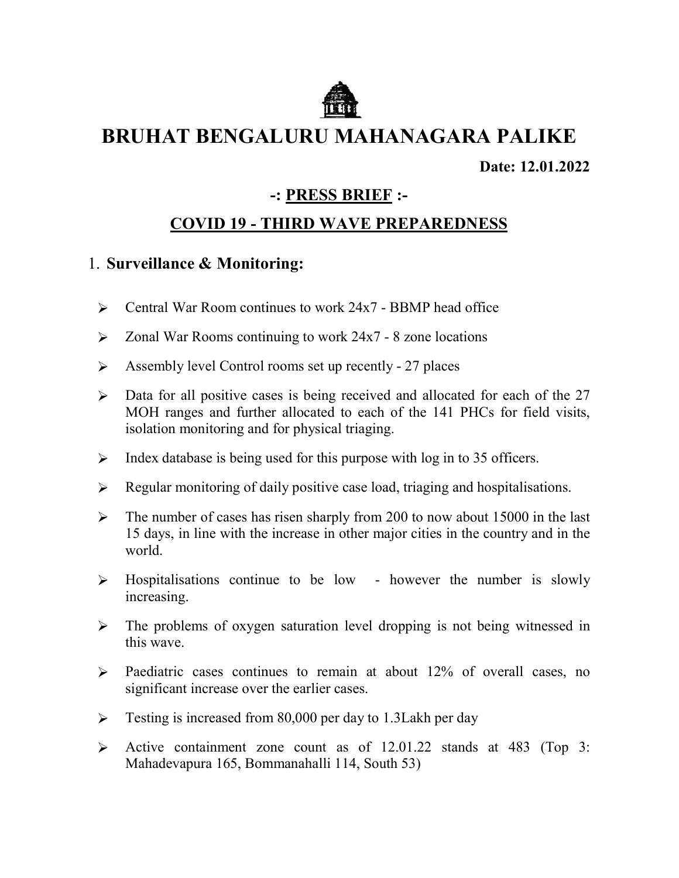# BRUHAT BENGALURU MAHANAGARA PALIKE

**Date: 12.01.2022**

## -: PRESS BRIEF :-

## COVID 19 - THIRD WAVE PREPAREDNESS

1. **Surveillance & Monitoring:**

- Central War Room continues to work 24x7 - BBMP head office
- Zonal War Rooms continuing to work 24x7 - 8 zone locations
- Assembly level Control rooms set up recently - 27 places
- Data for all positive cases is being received and allocated for each of the 27 MOH ranges and further allocated to each of the 141 PHCs for field visits, isolation monitoring and for physical triaging.
- Index database is being used for this purpose with log in to 35 officers.
- Regular monitoring of daily positive case load, triaging and hospitalisations.
- The number of cases has risen sharply from 200 to now about 15000 in the last 15 days, in line with the increase in other major cities in the country and in the world.
- Hospitalisations continue to be low - however the number is slowly increasing.
- The problems of oxygen saturation level dropping is not being witnessed in this wave.
- Paediatric cases continues to remain at about 12% of overall cases, no significant increase over the earlier cases.
- Testing is increased from 80,000 per day to 1.3Lakh per day
- Active containment zone count as of 12.01.22 stands at 483 (Top 3: Mahadevapura 165, Bommanahalli 114, South 53)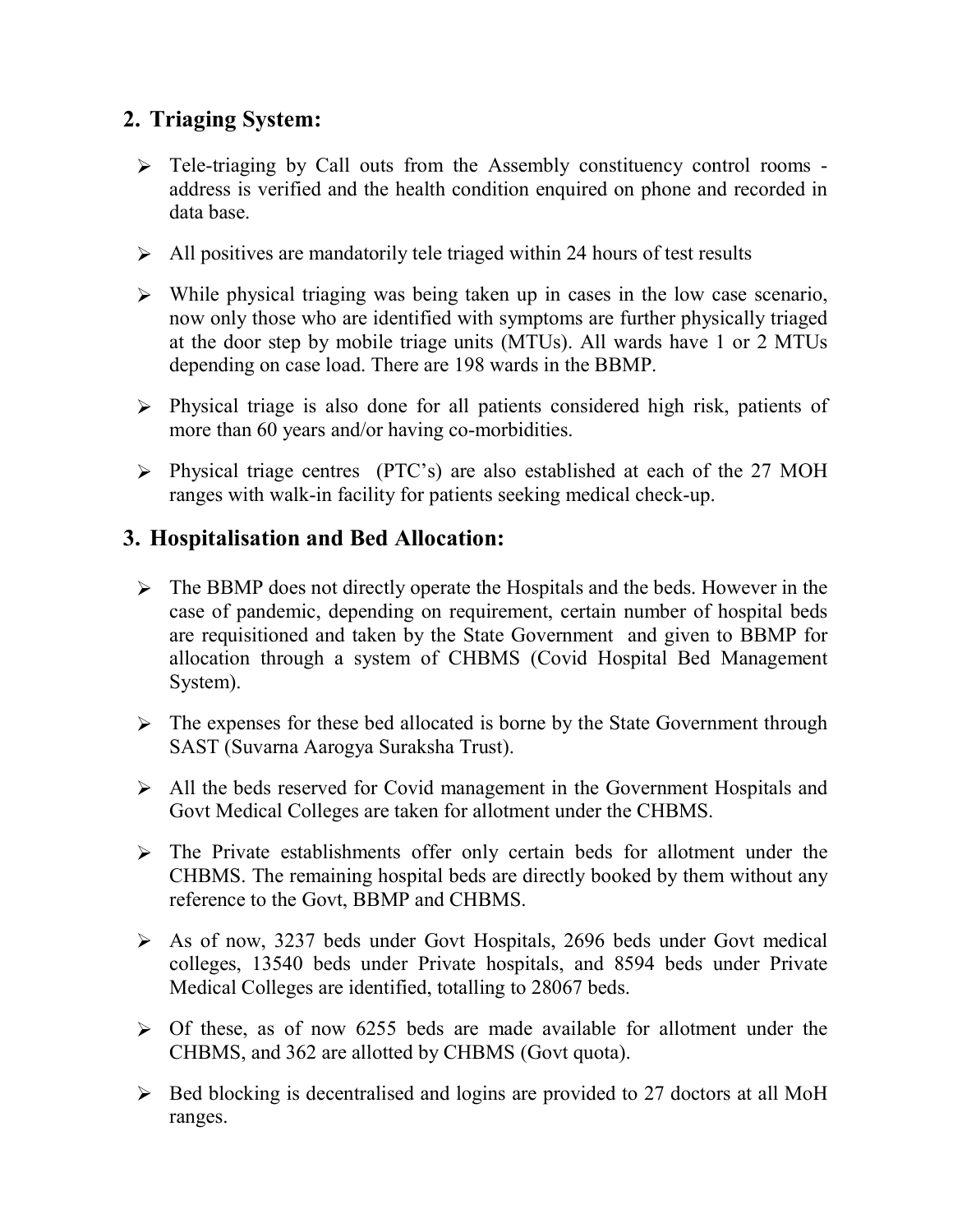## 2. Triaging System:

- Tele-triaging by Call outs from the Assembly constituency control rooms - address is verified and the health condition enquired on phone and recorded in data base.
- All positives are mandatorily tele triaged within 24 hours of test results
- While physical triaging was being taken up in cases in the low case scenario, now only those who are identified with symptoms are further physically triaged at the door step by mobile triage units (MTUs). All wards have 1 or 2 MTUs depending on case load. There are 198 wards in the BBMP.
- Physical triage is also done for all patients considered high risk, patients of more than 60 years and/or having co-morbidities.
- Physical triage centres (PTC's) are also established at each of the 27 MOH ranges with walk-in facility for patients seeking medical check-up.

## 3. Hospitalisation and Bed Allocation:

- The BBMP does not directly operate the Hospitals and the beds. However in the case of pandemic, depending on requirement, certain number of hospital beds are requisitioned and taken by the State Government and given to BBMP for allocation through a system of CHBMS (Covid Hospital Bed Management System).
- The expenses for these bed allocated is borne by the State Government through SAST (Suvarna Aarogya Suraksha Trust).
- All the beds reserved for Covid management in the Government Hospitals and Govt Medical Colleges are taken for allotment under the CHBMS.
- The Private establishments offer only certain beds for allotment under the CHBMS. The remaining hospital beds are directly booked by them without any reference to the Govt, BBMP and CHBMS.
- As of now, 3237 beds under Govt Hospitals, 2696 beds under Govt medical colleges, 13540 beds under Private hospitals, and 8594 beds under Private Medical Colleges are identified, totalling to 28067 beds.
- Of these, as of now 6255 beds are made available for allotment under the CHBMS, and 362 are allotted by CHBMS (Govt quota).
- Bed blocking is decentralised and logins are provided to 27 doctors at all MoH ranges.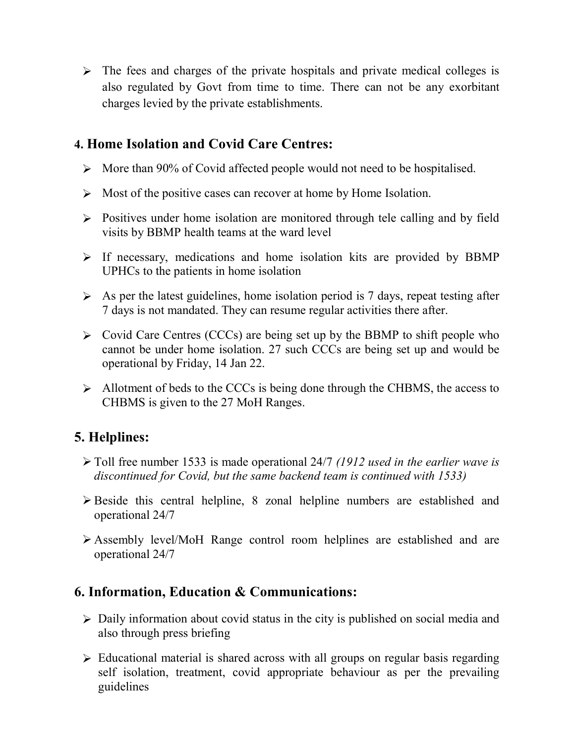- The fees and charges of the private hospitals and private medical colleges is also regulated by Govt from time to time. There can not be any exorbitant charges levied by the private establishments.

## 4. Home Isolation and Covid Care Centres:

- More than 90% of Covid affected people would not need to be hospitalised.
- Most of the positive cases can recover at home by Home Isolation.
- Positives under home isolation are monitored through tele calling and by field visits by BBMP health teams at the ward level
- If necessary, medications and home isolation kits are provided by BBMP UPHCs to the patients in home isolation
- As per the latest guidelines, home isolation period is 7 days, repeat testing after 7 days is not mandated. They can resume regular activities there after.
- Covid Care Centres (CCCs) are being set up by the BBMP to shift people who cannot be under home isolation. 27 such CCCs are being set up and would be operational by Friday, 14 Jan 22.
- Allotment of beds to the CCCs is being done through the CHBMS, the access to CHBMS is given to the 27 MoH Ranges.

## 5. Helplines:

- Toll free number 1533 is made operational 24/7 *(1912 used in the earlier wave is discontinued for Covid, but the same backend team is continued with 1533)*
- Beside this central helpline, 8 zonal helpline numbers are established and operational 24/7
- Assembly level/MoH Range control room helplines are established and are operational 24/7

## 6. Information, Education & Communications:

- Daily information about covid status in the city is published on social media and also through press briefing
- Educational material is shared across with all groups on regular basis regarding self isolation, treatment, covid appropriate behaviour as per the prevailing guidelines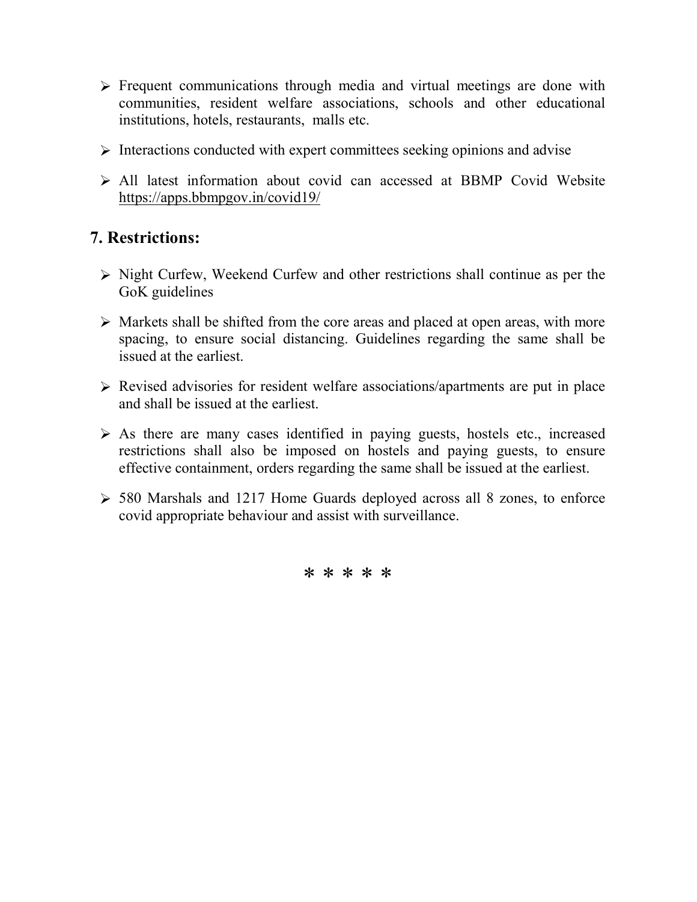- Frequent communications through media and virtual meetings are done with communities, resident welfare associations, schools and other educational institutions, hotels, restaurants, malls etc.
- Interactions conducted with expert committees seeking opinions and advise
- All latest information about covid can accessed at BBMP Covid Website https://apps.bbmpgov.in/covid19/

## 7. Restrictions:

- Night Curfew, Weekend Curfew and other restrictions shall continue as per the GoK guidelines
- Markets shall be shifted from the core areas and placed at open areas, with more spacing, to ensure social distancing. Guidelines regarding the same shall be issued at the earliest.
- Revised advisories for resident welfare associations/apartments are put in place and shall be issued at the earliest.
- As there are many cases identified in paying guests, hostels etc., increased restrictions shall also be imposed on hostels and paying guests, to ensure effective containment, orders regarding the same shall be issued at the earliest.
- 580 Marshals and 1217 Home Guards deployed across all 8 zones, to enforce covid appropriate behaviour and assist with surveillance.

* * * * *